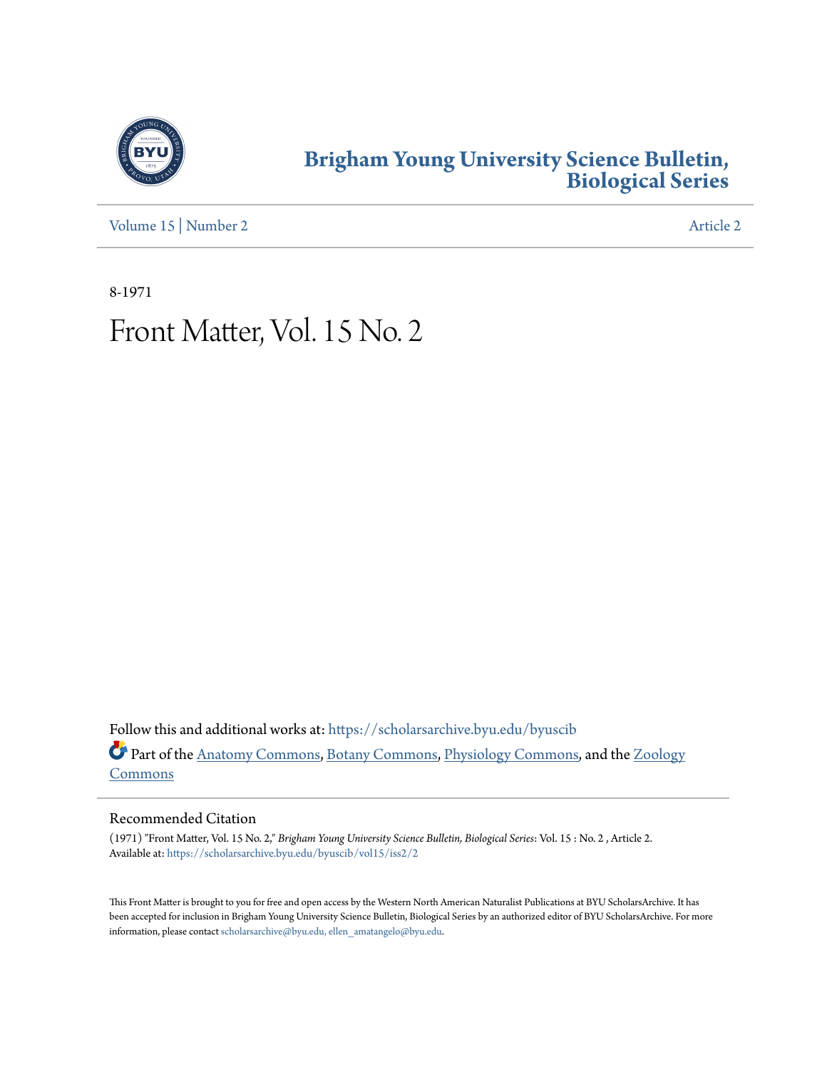# Brigham Young University Science Bulletin, Biological Series

Volume 15 | Number 2 — Article 2

8-1971

# Front Matter, Vol. 15 No. 2

Follow this and additional works at: https://scholarsarchive.byu.edu/byuscib

Part of the Anatomy Commons, Botany Commons, Physiology Commons, and the Zoology Commons

## Recommended Citation

(1971) "Front Matter, Vol. 15 No. 2," *Brigham Young University Science Bulletin, Biological Series*: Vol. 15 : No. 2 , Article 2.
Available at: https://scholarsarchive.byu.edu/byuscib/vol15/iss2/2

This Front Matter is brought to you for free and open access by the Western North American Naturalist Publications at BYU ScholarsArchive. It has been accepted for inclusion in Brigham Young University Science Bulletin, Biological Series by an authorized editor of BYU ScholarsArchive. For more information, please contact scholarsarchive@byu.edu, ellen_amatangelo@byu.edu.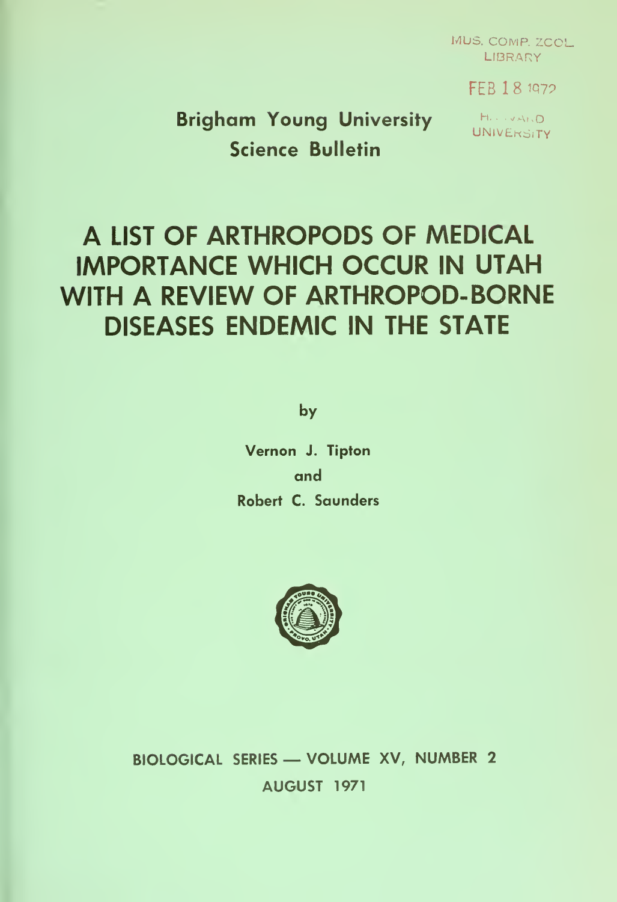MUS. COMP. ZOOL. LIBRARY

FEB 18 1972

HARVARD UNIVERSITY

**Brigham Young University Science Bulletin**

# A LIST OF ARTHROPODS OF MEDICAL IMPORTANCE WHICH OCCUR IN UTAH WITH A REVIEW OF ARTHROPOD-BORNE DISEASES ENDEMIC IN THE STATE

by

**Vernon J. Tipton**

**and**

**Robert C. Saunders**

**BIOLOGICAL SERIES — VOLUME XV, NUMBER 2**

**AUGUST 1971**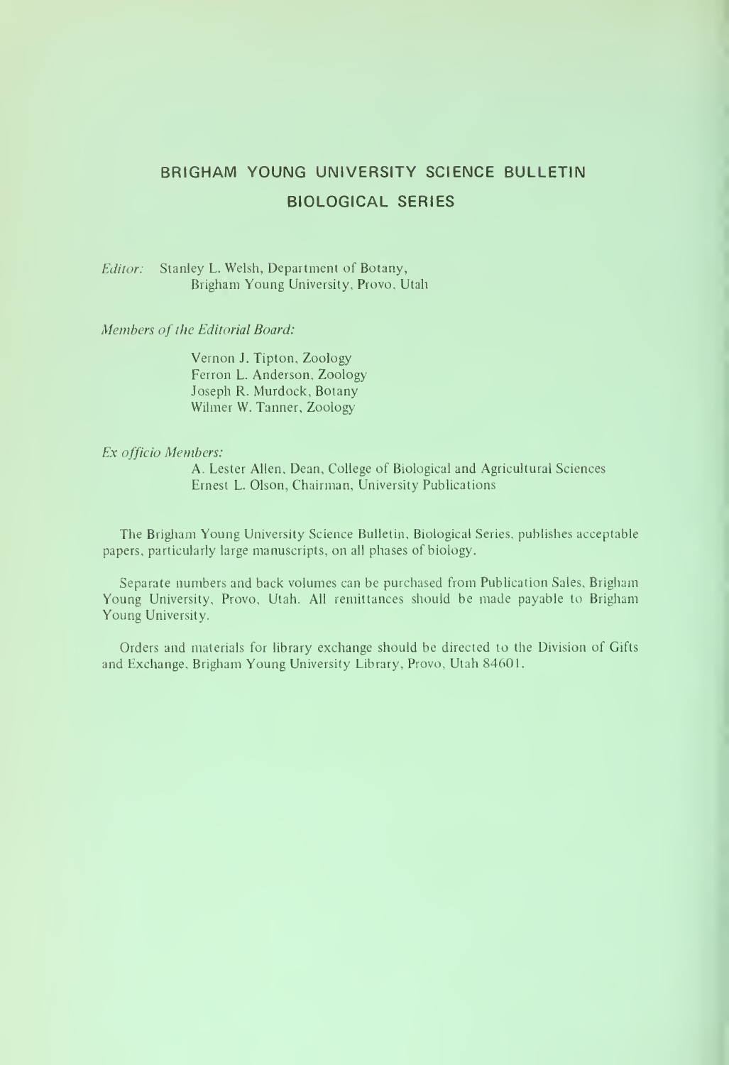# BRIGHAM YOUNG UNIVERSITY SCIENCE BULLETIN

## BIOLOGICAL SERIES

*Editor:* Stanley L. Welsh, Department of Botany, Brigham Young University, Provo, Utah

*Members of the Editorial Board:*

Vernon J. Tipton, Zoology
Ferron L. Anderson, Zoology
Joseph R. Murdock, Botany
Wilmer W. Tanner, Zoology

*Ex officio Members:*

A. Lester Allen, Dean, College of Biological and Agricultural Sciences
Ernest L. Olson, Chairman, University Publications

The Brigham Young University Science Bulletin, Biological Series, publishes acceptable papers, particularly large manuscripts, on all phases of biology.

Separate numbers and back volumes can be purchased from Publication Sales, Brigham Young University, Provo, Utah. All remittances should be made payable to Brigham Young University.

Orders and materials for library exchange should be directed to the Division of Gifts and Exchange, Brigham Young University Library, Provo, Utah 84601.